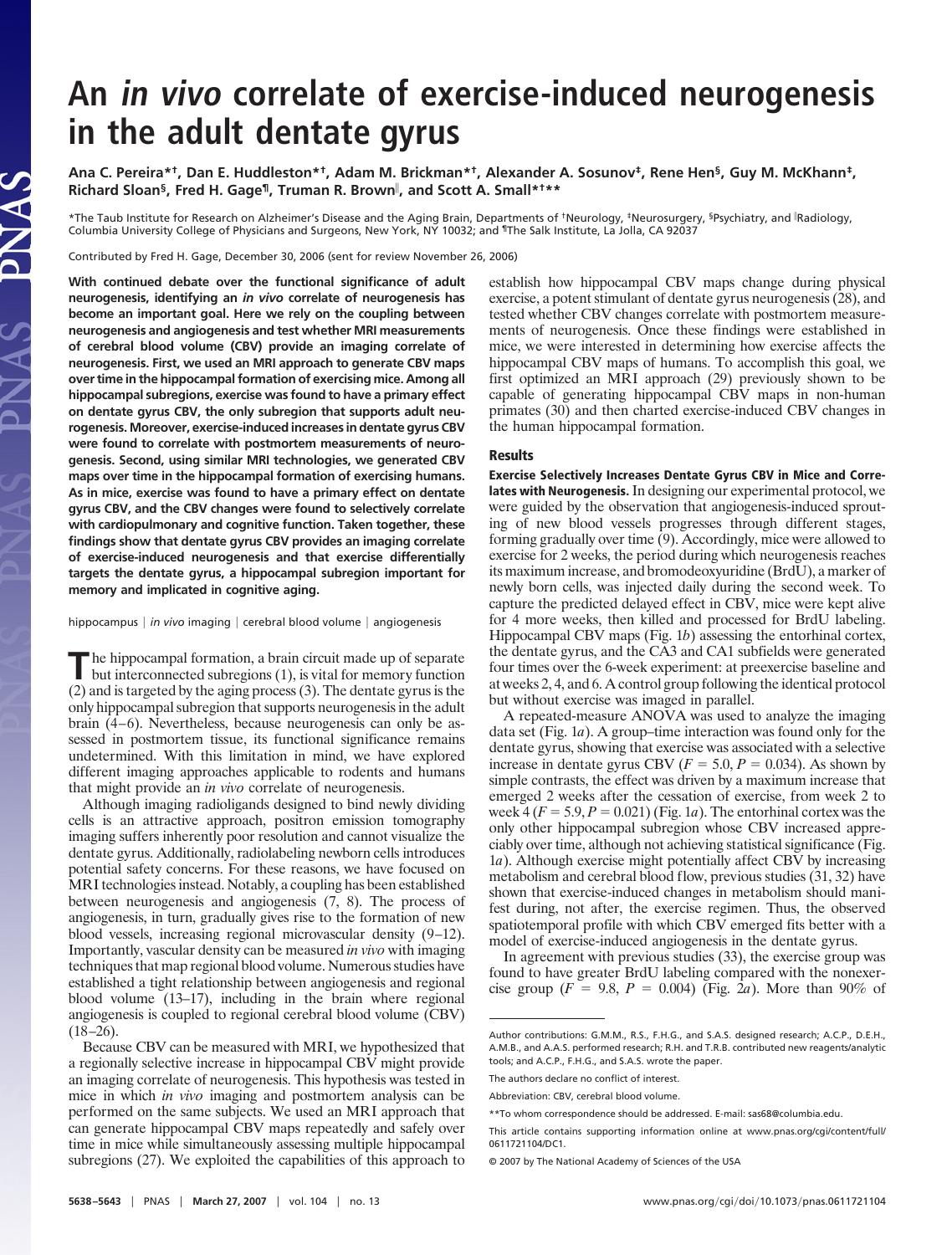# An *in vivo* correlate of exercise-induced neurogenesis in the adult dentate gyrus

**Ana C. Pereira*†, Dan E. Huddleston*†, Adam M. Brickman*†, Alexander A. Sosunov‡, Rene Hen§, Guy M. McKhann‡, Richard Sloan§, Fred H. Gage¶, Truman R. Brown‖, and Scott A. Small*†\*\***

*The Taub Institute for Research on Alzheimer's Disease and the Aging Brain, Departments of †Neurology, ‡Neurosurgery, §Psychiatry, and ‖Radiology, Columbia University College of Physicians and Surgeons, New York, NY 10032; and ¶The Salk Institute, La Jolla, CA 92037

Contributed by Fred H. Gage, December 30, 2006 (sent for review November 26, 2006)

**With continued debate over the functional significance of adult neurogenesis, identifying an *in vivo* correlate of neurogenesis has become an important goal. Here we rely on the coupling between neurogenesis and angiogenesis and test whether MRI measurements of cerebral blood volume (CBV) provide an imaging correlate of neurogenesis. First, we used an MRI approach to generate CBV maps over time in the hippocampal formation of exercising mice. Among all hippocampal subregions, exercise was found to have a primary effect on dentate gyrus CBV, the only subregion that supports adult neurogenesis. Moreover, exercise-induced increases in dentate gyrus CBV were found to correlate with postmortem measurements of neurogenesis. Second, using similar MRI technologies, we generated CBV maps over time in the hippocampal formation of exercising humans. As in mice, exercise was found to have a primary effect on dentate gyrus CBV, and the CBV changes were found to selectively correlate with cardiopulmonary and cognitive function. Taken together, these findings show that dentate gyrus CBV provides an imaging correlate of exercise-induced neurogenesis and that exercise differentially targets the dentate gyrus, a hippocampal subregion important for memory and implicated in cognitive aging.**

hippocampus | *in vivo* imaging | cerebral blood volume | angiogenesis

The hippocampal formation, a brain circuit made up of separate but interconnected subregions (1), is vital for memory function (2) and is targeted by the aging process (3). The dentate gyrus is the only hippocampal subregion that supports neurogenesis in the adult brain (4–6). Nevertheless, because neurogenesis can only be assessed in postmortem tissue, its functional significance remains undetermined. With this limitation in mind, we have explored different imaging approaches applicable to rodents and humans that might provide an *in vivo* correlate of neurogenesis.

Although imaging radioligands designed to bind newly dividing cells is an attractive approach, positron emission tomography imaging suffers inherently poor resolution and cannot visualize the dentate gyrus. Additionally, radiolabeling newborn cells introduces potential safety concerns. For these reasons, we have focused on MRI technologies instead. Notably, a coupling has been established between neurogenesis and angiogenesis (7, 8). The process of angiogenesis, in turn, gradually gives rise to the formation of new blood vessels, increasing regional microvascular density (9–12). Importantly, vascular density can be measured *in vivo* with imaging techniques that map regional blood volume. Numerous studies have established a tight relationship between angiogenesis and regional blood volume (13–17), including in the brain where regional angiogenesis is coupled to regional cerebral blood volume (CBV) (18–26).

Because CBV can be measured with MRI, we hypothesized that a regionally selective increase in hippocampal CBV might provide an imaging correlate of neurogenesis. This hypothesis was tested in mice in which *in vivo* imaging and postmortem analysis can be performed on the same subjects. We used an MRI approach that can generate hippocampal CBV maps repeatedly and safely over time in mice while simultaneously assessing multiple hippocampal subregions (27). We exploited the capabilities of this approach to establish how hippocampal CBV maps change during physical exercise, a potent stimulant of dentate gyrus neurogenesis (28), and tested whether CBV changes correlate with postmortem measurements of neurogenesis. Once these findings were established in mice, we were interested in determining how exercise affects the hippocampal CBV maps of humans. To accomplish this goal, we first optimized an MRI approach (29) previously shown to be capable of generating hippocampal CBV maps in non-human primates (30) and then charted exercise-induced CBV changes in the human hippocampal formation.

## Results

**Exercise Selectively Increases Dentate Gyrus CBV in Mice and Correlates with Neurogenesis.** In designing our experimental protocol, we were guided by the observation that angiogenesis-induced sprouting of new blood vessels progresses through different stages, forming gradually over time (9). Accordingly, mice were allowed to exercise for 2 weeks, the period during which neurogenesis reaches its maximum increase, and bromodeoxyuridine (BrdU), a marker of newly born cells, was injected daily during the second week. To capture the predicted delayed effect in CBV, mice were kept alive for 4 more weeks, then killed and processed for BrdU labeling. Hippocampal CBV maps (Fig. 1*b*) assessing the entorhinal cortex, the dentate gyrus, and the CA3 and CA1 subfields were generated four times over the 6-week experiment: at preexercise baseline and at weeks 2, 4, and 6. A control group following the identical protocol but without exercise was imaged in parallel.

A repeated-measure ANOVA was used to analyze the imaging data set (Fig. 1*a*). A group–time interaction was found only for the dentate gyrus, showing that exercise was associated with a selective increase in dentate gyrus CBV ($F = 5.0$, $P = 0.034$). As shown by simple contrasts, the effect was driven by a maximum increase that emerged 2 weeks after the cessation of exercise, from week 2 to week 4 ($F = 5.9$, $P = 0.021$) (Fig. 1*a*). The entorhinal cortex was the only other hippocampal subregion whose CBV increased appreciably over time, although not achieving statistical significance (Fig. 1*a*). Although exercise might potentially affect CBV by increasing metabolism and cerebral blood flow, previous studies (31, 32) have shown that exercise-induced changes in metabolism should manifest during, not after, the exercise regimen. Thus, the observed spatiotemporal profile with which CBV emerged fits better with a model of exercise-induced angiogenesis in the dentate gyrus.

In agreement with previous studies (33), the exercise group was found to have greater BrdU labeling compared with the nonexercise group ($F = 9.8$, $P = 0.004$) (Fig. 2*a*). More than 90% of

Author contributions: G.M.M., R.S., F.H.G., and S.A.S. designed research; A.C.P., D.E.H., A.M.B., and A.A.S. performed research; R.H. and T.R.B. contributed new reagents/analytic tools; and A.C.P., F.H.G., and S.A.S. wrote the paper.

The authors declare no conflict of interest.

Abbreviation: CBV, cerebral blood volume.

\*\*To whom correspondence should be addressed. E-mail: sas68@columbia.edu.

This article contains supporting information online at www.pnas.org/cgi/content/full/0611721104/DC1.

© 2007 by The National Academy of Sciences of the USA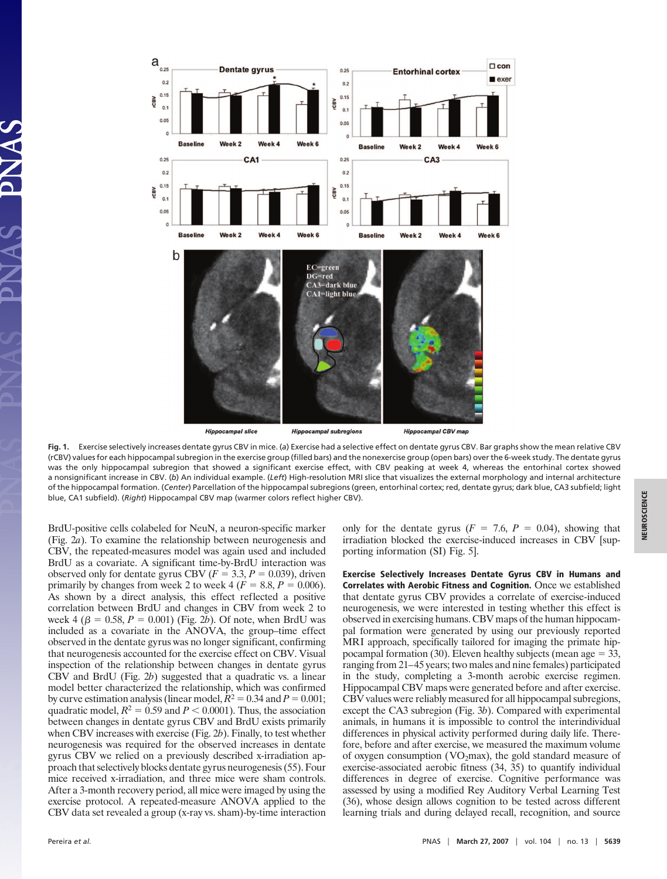**Fig. 1.** Exercise selectively increases dentate gyrus CBV in mice. (*a*) Exercise had a selective effect on dentate gyrus CBV. Bar graphs show the mean relative CBV (rCBV) values for each hippocampal subregion in the exercise group (filled bars) and the nonexercise group (open bars) over the 6-week study. The dentate gyrus was the only hippocampal subregion that showed a significant exercise effect, with CBV peaking at week 4, whereas the entorhinal cortex showed a nonsignificant increase in CBV. (*b*) An individual example. (*Left*) High-resolution MRI slice that visualizes the external morphology and internal architecture of the hippocampal formation. (*Center*) Parcellation of the hippocampal subregions (green, entorhinal cortex; red, dentate gyrus; dark blue, CA3 subfield; light blue, CA1 subfield). (*Right*) Hippocampal CBV map (warmer colors reflect higher CBV).

BrdU-positive cells colabeled for NeuN, a neuron-specific marker (Fig. 2*a*). To examine the relationship between neurogenesis and CBV, the repeated-measures model was again used and included BrdU as a covariate. A significant time-by-BrdU interaction was observed only for dentate gyrus CBV ($F = 3.3$, $P = 0.039$), driven primarily by changes from week 2 to week 4 ($F = 8.8$, $P = 0.006$). As shown by a direct analysis, this effect reflected a positive correlation between BrdU and changes in CBV from week 2 to week 4 ($\beta = 0.58$, $P = 0.001$) (Fig. 2*b*). Of note, when BrdU was included as a covariate in the ANOVA, the group–time effect observed in the dentate gyrus was no longer significant, confirming that neurogenesis accounted for the exercise effect on CBV. Visual inspection of the relationship between changes in dentate gyrus CBV and BrdU (Fig. 2*b*) suggested that a quadratic vs. a linear model better characterized the relationship, which was confirmed by curve estimation analysis (linear model, $R^2 = 0.34$ and $P = 0.001$; quadratic model, $R^2 = 0.59$ and $P < 0.0001$). Thus, the association between changes in dentate gyrus CBV and BrdU exists primarily when CBV increases with exercise (Fig. 2*b*). Finally, to test whether neurogenesis was required for the observed increases in dentate gyrus CBV we relied on a previously described x-irradiation approach that selectively blocks dentate gyrus neurogenesis (55). Four mice received x-irradiation, and three mice were sham controls. After a 3-month recovery period, all mice were imaged by using the exercise protocol. A repeated-measure ANOVA applied to the CBV data set revealed a group (x-ray vs. sham)-by-time interaction only for the dentate gyrus ($F = 7.6$, $P = 0.04$), showing that irradiation blocked the exercise-induced increases in CBV [supporting information (SI) Fig. 5].

**Exercise Selectively Increases Dentate Gyrus CBV in Humans and Correlates with Aerobic Fitness and Cognition.** Once we established that dentate gyrus CBV provides a correlate of exercise-induced neurogenesis, we were interested in testing whether this effect is observed in exercising humans. CBV maps of the human hippocampal formation were generated by using our previously reported MRI approach, specifically tailored for imaging the primate hippocampal formation (30). Eleven healthy subjects (mean age = 33, ranging from 21–45 years; two males and nine females) participated in the study, completing a 3-month aerobic exercise regimen. Hippocampal CBV maps were generated before and after exercise. CBV values were reliably measured for all hippocampal subregions, except the CA3 subregion (Fig. 3*b*). Compared with experimental animals, in humans it is impossible to control the interindividual differences in physical activity performed during daily life. Therefore, before and after exercise, we measured the maximum volume of oxygen consumption ($VO_2max$), the gold standard measure of exercise-associated aerobic fitness (34, 35) to quantify individual differences in degree of exercise. Cognitive performance was assessed by using a modified Rey Auditory Verbal Learning Test (36), whose design allows cognition to be tested across different learning trials and during delayed recall, recognition, and source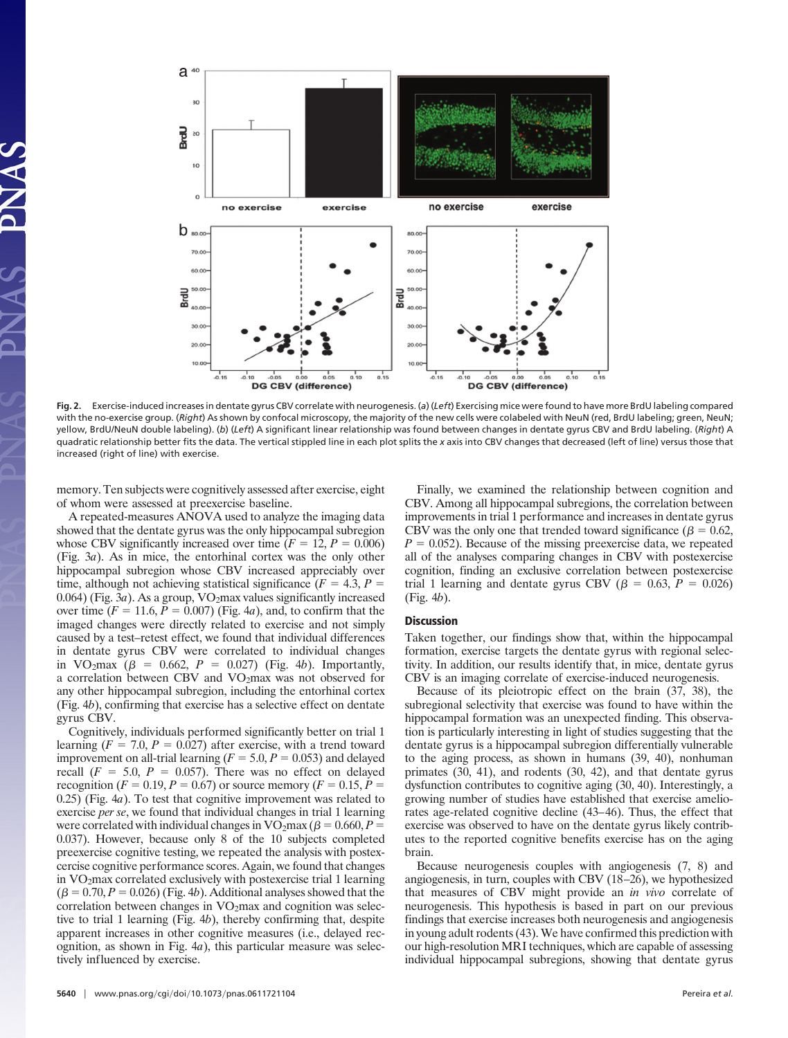Fig. 2. Exercise-induced increases in dentate gyrus CBV correlate with neurogenesis. (*a*) (*Left*) Exercising mice were found to have more BrdU labeling compared with the no-exercise group. (*Right*) As shown by confocal microscopy, the majority of the new cells were colabeled with NeuN (red, BrdU labeling; green, NeuN; yellow, BrdU/NeuN double labeling). (*b*) (*Left*) A significant linear relationship was found between changes in dentate gyrus CBV and BrdU labeling. (*Right*) A quadratic relationship better fits the data. The vertical stippled line in each plot splits the *x* axis into CBV changes that decreased (left of line) versus those that increased (right of line) with exercise.

memory. Ten subjects were cognitively assessed after exercise, eight of whom were assessed at preexercise baseline.

A repeated-measures ANOVA used to analyze the imaging data showed that the dentate gyrus was the only hippocampal subregion whose CBV significantly increased over time ($F = 12$, $P = 0.006$) (Fig. 3*a*). As in mice, the entorhinal cortex was the only other hippocampal subregion whose CBV increased appreciably over time, although not achieving statistical significance ($F = 4.3$, $P = 0.064$) (Fig. 3*a*). As a group, $VO_2$max values significantly increased over time ($F = 11.6$, $P = 0.007$) (Fig. 4*a*), and, to confirm that the imaged changes were directly related to exercise and not simply caused by a test–retest effect, we found that individual differences in dentate gyrus CBV were correlated to individual changes in $VO_2$max ($\beta = 0.662$, $P = 0.027$) (Fig. 4*b*). Importantly, a correlation between CBV and $VO_2$max was not observed for any other hippocampal subregion, including the entorhinal cortex (Fig. 4*b*), confirming that exercise has a selective effect on dentate gyrus CBV.

Cognitively, individuals performed significantly better on trial 1 learning ($F = 7.0$, $P = 0.027$) after exercise, with a trend toward improvement on all-trial learning ($F = 5.0$, $P = 0.053$) and delayed recall ($F = 5.0$, $P = 0.057$). There was no effect on delayed recognition ($F = 0.19$, $P = 0.67$) or source memory ($F = 0.15$, $P = 0.25$) (Fig. 4*a*). To test that cognitive improvement was related to exercise *per se*, we found that individual changes in trial 1 learning were correlated with individual changes in $VO_2$max ($\beta = 0.660$, $P = 0.037$). However, because only 8 of the 10 subjects completed preexercise cognitive testing, we repeated the analysis with postexercise cognitive performance scores. Again, we found that changes in $VO_2$max correlated exclusively with postexercise trial 1 learning ($\beta = 0.70$, $P = 0.026$) (Fig. 4*b*). Additional analyses showed that the correlation between changes in $VO_2$max and cognition was selective to trial 1 learning (Fig. 4*b*), thereby confirming that, despite apparent increases in other cognitive measures (i.e., delayed recognition, as shown in Fig. 4*a*), this particular measure was selectively influenced by exercise.

Finally, we examined the relationship between cognition and CBV. Among all hippocampal subregions, the correlation between improvements in trial 1 performance and increases in dentate gyrus CBV was the only one that trended toward significance ($\beta = 0.62$, $P = 0.052$). Because of the missing preexercise data, we repeated all of the analyses comparing changes in CBV with postexercise cognition, finding an exclusive correlation between postexercise trial 1 learning and dentate gyrus CBV ($\beta = 0.63$, $P = 0.026$) (Fig. 4*b*).

## Discussion

Taken together, our findings show that, within the hippocampal formation, exercise targets the dentate gyrus with regional selectivity. In addition, our results identify that, in mice, dentate gyrus CBV is an imaging correlate of exercise-induced neurogenesis.

Because of its pleiotropic effect on the brain (37, 38), the subregional selectivity that exercise was found to have within the hippocampal formation was an unexpected finding. This observation is particularly interesting in light of studies suggesting that the dentate gyrus is a hippocampal subregion differentially vulnerable to the aging process, as shown in humans (39, 40), nonhuman primates (30, 41), and rodents (30, 42), and that dentate gyrus dysfunction contributes to cognitive aging (30, 40). Interestingly, a growing number of studies have established that exercise ameliorates age-related cognitive decline (43–46). Thus, the effect that exercise was observed to have on the dentate gyrus likely contributes to the reported cognitive benefits exercise has on the aging brain.

Because neurogenesis couples with angiogenesis (7, 8) and angiogenesis, in turn, couples with CBV (18–26), we hypothesized that measures of CBV might provide an *in vivo* correlate of neurogenesis. This hypothesis is based in part on our previous findings that exercise increases both neurogenesis and angiogenesis in young adult rodents (43). We have confirmed this prediction with our high-resolution MRI techniques, which are capable of assessing individual hippocampal subregions, showing that dentate gyrus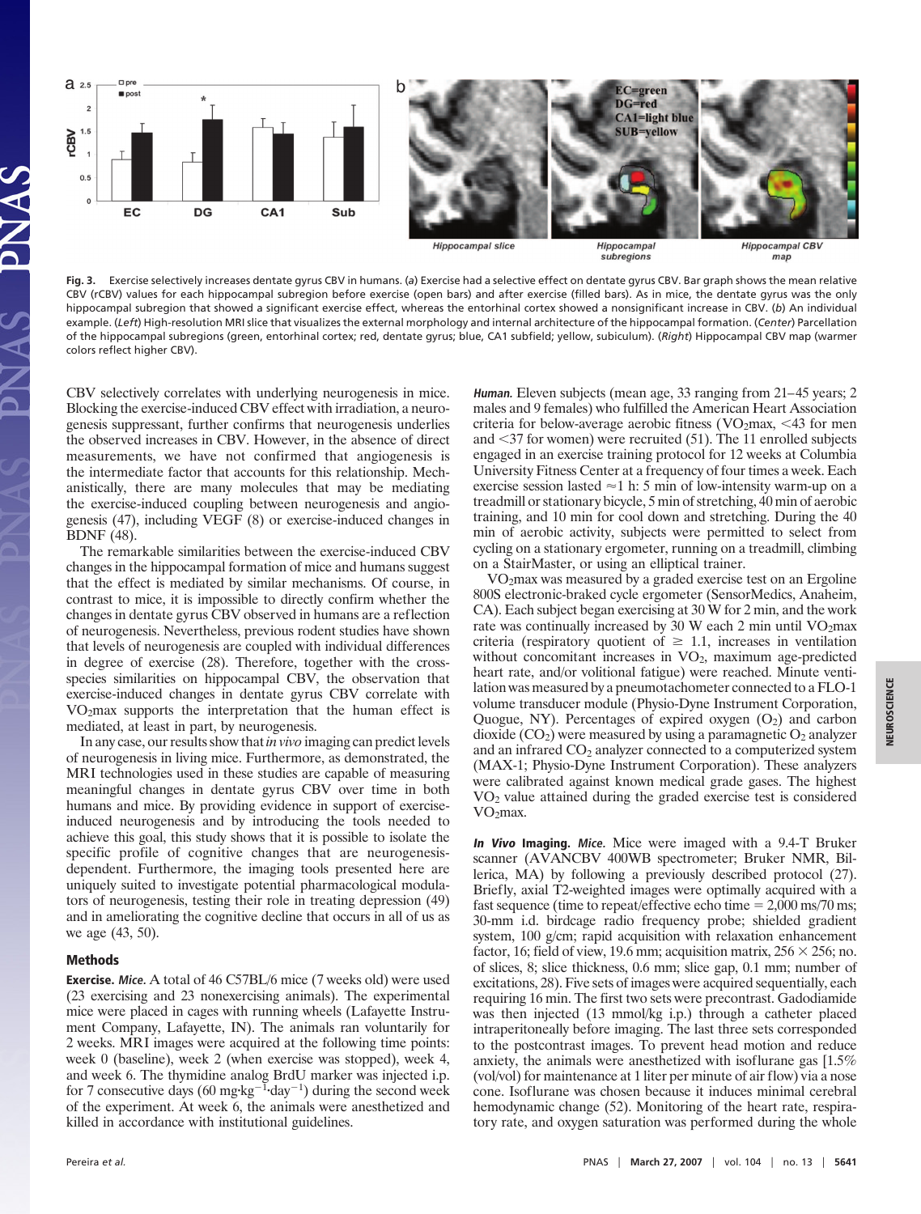**Fig. 3.** Exercise selectively increases dentate gyrus CBV in humans. (*a*) Exercise had a selective effect on dentate gyrus CBV. Bar graph shows the mean relative CBV (rCBV) values for each hippocampal subregion before exercise (open bars) and after exercise (filled bars). As in mice, the dentate gyrus was the only hippocampal subregion that showed a significant exercise effect, whereas the entorhinal cortex showed a nonsignificant increase in CBV. (*b*) An individual example. (*Left*) High-resolution MRI slice that visualizes the external morphology and internal architecture of the hippocampal formation. (*Center*) Parcellation of the hippocampal subregions (green, entorhinal cortex; red, dentate gyrus; blue, CA1 subfield; yellow, subiculum). (*Right*) Hippocampal CBV map (warmer colors reflect higher CBV).

CBV selectively correlates with underlying neurogenesis in mice. Blocking the exercise-induced CBV effect with irradiation, a neurogenesis suppressant, further confirms that neurogenesis underlies the observed increases in CBV. However, in the absence of direct measurements, we have not confirmed that angiogenesis is the intermediate factor that accounts for this relationship. Mechanistically, there are many molecules that may be mediating the exercise-induced coupling between neurogenesis and angiogenesis (47), including VEGF (8) or exercise-induced changes in BDNF (48).

The remarkable similarities between the exercise-induced CBV changes in the hippocampal formation of mice and humans suggest that the effect is mediated by similar mechanisms. Of course, in contrast to mice, it is impossible to directly confirm whether the changes in dentate gyrus CBV observed in humans are a reflection of neurogenesis. Nevertheless, previous rodent studies have shown that levels of neurogenesis are coupled with individual differences in degree of exercise (28). Therefore, together with the cross-species similarities on hippocampal CBV, the observation that exercise-induced changes in dentate gyrus CBV correlate with $VO_2$max supports the interpretation that the human effect is mediated, at least in part, by neurogenesis.

In any case, our results show that *in vivo* imaging can predict levels of neurogenesis in living mice. Furthermore, as demonstrated, the MRI technologies used in these studies are capable of measuring meaningful changes in dentate gyrus CBV over time in both humans and mice. By providing evidence in support of exercise-induced neurogenesis and by introducing the tools needed to achieve this goal, this study shows that it is possible to isolate the specific profile of cognitive changes that are neurogenesis-dependent. Furthermore, the imaging tools presented here are uniquely suited to investigate potential pharmacological modulators of neurogenesis, testing their role in treating depression (49) and in ameliorating the cognitive decline that occurs in all of us as we age (43, 50).

## Methods

**Exercise.** ***Mice.*** A total of 46 C57BL/6 mice (7 weeks old) were used (23 exercising and 23 nonexercising animals). The experimental mice were placed in cages with running wheels (Lafayette Instrument Company, Lafayette, IN). The animals ran voluntarily for 2 weeks. MRI images were acquired at the following time points: week 0 (baseline), week 2 (when exercise was stopped), week 4, and week 6. The thymidine analog BrdU marker was injected i.p. for 7 consecutive days (60 $mg \cdot kg^{-1} \cdot day^{-1}$) during the second week of the experiment. At week 6, the animals were anesthetized and killed in accordance with institutional guidelines.

***Human.*** Eleven subjects (mean age, 33 ranging from 21–45 years; 2 males and 9 females) who fulfilled the American Heart Association criteria for below-average aerobic fitness ($VO_2$max, <43 for men and <37 for women) were recruited (51). The 11 enrolled subjects engaged in an exercise training protocol for 12 weeks at Columbia University Fitness Center at a frequency of four times a week. Each exercise session lasted ≈1 h: 5 min of low-intensity warm-up on a treadmill or stationary bicycle, 5 min of stretching, 40 min of aerobic training, and 10 min for cool down and stretching. During the 40 min of aerobic activity, subjects were permitted to select from cycling on a stationary ergometer, running on a treadmill, climbing on a StairMaster, or using an elliptical trainer.

$VO_2$max was measured by a graded exercise test on an Ergoline 800S electronic-braked cycle ergometer (SensorMedics, Anaheim, CA). Each subject began exercising at 30 W for 2 min, and the work rate was continually increased by 30 W each 2 min until $VO_2$max criteria (respiratory quotient of ≥ 1.1, increases in ventilation without concomitant increases in $VO_2$, maximum age-predicted heart rate, and/or volitional fatigue) were reached. Minute ventilation was measured by a pneumotachometer connected to a FLO-1 volume transducer module (Physio-Dyne Instrument Corporation, Quogue, NY). Percentages of expired oxygen ($O_2$) and carbon dioxide ($CO_2$) were measured by using a paramagnetic $O_2$ analyzer and an infrared $CO_2$ analyzer connected to a computerized system (MAX-1; Physio-Dyne Instrument Corporation). These analyzers were calibrated against known medical grade gases. The highest $VO_2$ value attained during the graded exercise test is considered $VO_2$max.

***In Vivo*** **Imaging.** ***Mice.*** Mice were imaged with a 9.4-T Bruker scanner (AVANCBV 400WB spectrometer; Bruker NMR, Billerica, MA) by following a previously described protocol (27). Briefly, axial T2-weighted images were optimally acquired with a fast sequence (time to repeat/effective echo time = 2,000 ms/70 ms; 30-mm i.d. birdcage radio frequency probe; shielded gradient system, 100 g/cm; rapid acquisition with relaxation enhancement factor, 16; field of view, 19.6 mm; acquisition matrix, 256 × 256; no. of slices, 8; slice thickness, 0.6 mm; slice gap, 0.1 mm; number of excitations, 28). Five sets of images were acquired sequentially, each requiring 16 min. The first two sets were precontrast. Gadodiamide was then injected (13 mmol/kg i.p.) through a catheter placed intraperitoneally before imaging. The last three sets corresponded to the postcontrast images. To prevent head motion and reduce anxiety, the animals were anesthetized with isoflurane gas [1.5% (vol/vol) for maintenance at 1 liter per minute of air flow) via a nose cone. Isoflurane was chosen because it induces minimal cerebral hemodynamic change (52). Monitoring of the heart rate, respiratory rate, and oxygen saturation was performed during the whole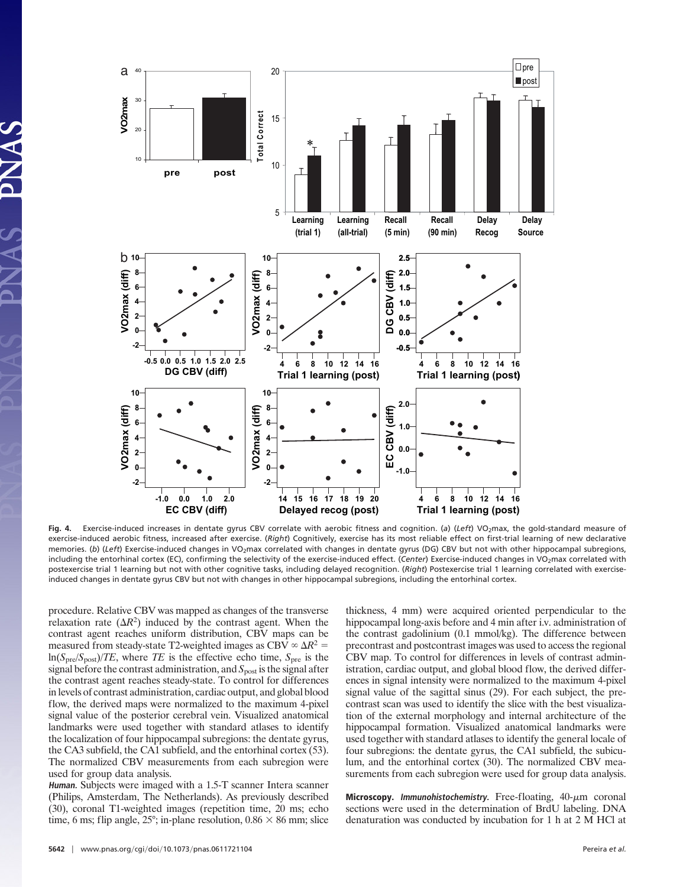**Fig. 4.** Exercise-induced increases in dentate gyrus CBV correlate with aerobic fitness and cognition. (*a*) (*Left*) $VO_2max$, the gold-standard measure of exercise-induced aerobic fitness, increased after exercise. (*Right*) Cognitively, exercise has its most reliable effect on first-trial learning of new declarative memories. (*b*) (*Left*) Exercise-induced changes in $VO_2max$ correlated with changes in dentate gyrus (DG) CBV but not with other hippocampal subregions, including the entorhinal cortex (EC), confirming the selectivity of the exercise-induced effect. (*Center*) Exercise-induced changes in $VO_2max$ correlated with postexercise trial 1 learning but not with other cognitive tasks, including delayed recognition. (*Right*) Postexercise trial 1 learning correlated with exercise-induced changes in dentate gyrus CBV but not with other hippocampal subregions, including the entorhinal cortex.

procedure. Relative CBV was mapped as changes of the transverse relaxation rate ($\Delta R^2$) induced by the contrast agent. When the contrast agent reaches uniform distribution, CBV maps can be measured from steady-state T2-weighted images as $CBV \propto \Delta R^2 = \ln(S_{pre}/S_{post})/TE$, where $TE$ is the effective echo time, $S_{pre}$ is the signal before the contrast administration, and $S_{post}$ is the signal after the contrast agent reaches steady-state. To control for differences in levels of contrast administration, cardiac output, and global blood flow, the derived maps were normalized to the maximum 4-pixel signal value of the posterior cerebral vein. Visualized anatomical landmarks were used together with standard atlases to identify the localization of four hippocampal subregions: the dentate gyrus, the CA3 subfield, the CA1 subfield, and the entorhinal cortex (53). The normalized CBV measurements from each subregion were used for group data analysis.

***Human.*** Subjects were imaged with a 1.5-T scanner Intera scanner (Philips, Amsterdam, The Netherlands). As previously described (30), coronal T1-weighted images (repetition time, 20 ms; echo time, 6 ms; flip angle, 25°; in-plane resolution, 0.86 × 86 mm; slice thickness, 4 mm) were acquired oriented perpendicular to the hippocampal long-axis before and 4 min after i.v. administration of the contrast gadolinium (0.1 mmol/kg). The difference between precontrast and postcontrast images was used to access the regional CBV map. To control for differences in levels of contrast administration, cardiac output, and global blood flow, the derived differences in signal intensity were normalized to the maximum 4-pixel signal value of the sagittal sinus (29). For each subject, the precontrast scan was used to identify the slice with the best visualization of the external morphology and internal architecture of the hippocampal formation. Visualized anatomical landmarks were used together with standard atlases to identify the general locale of four subregions: the dentate gyrus, the CA1 subfield, the subiculum, and the entorhinal cortex (30). The normalized CBV measurements from each subregion were used for group data analysis.

**Microscopy.** ***Immunohistochemistry.*** Free-floating, 40-μm coronal sections were used in the determination of BrdU labeling. DNA denaturation was conducted by incubation for 1 h at 2 M HCl at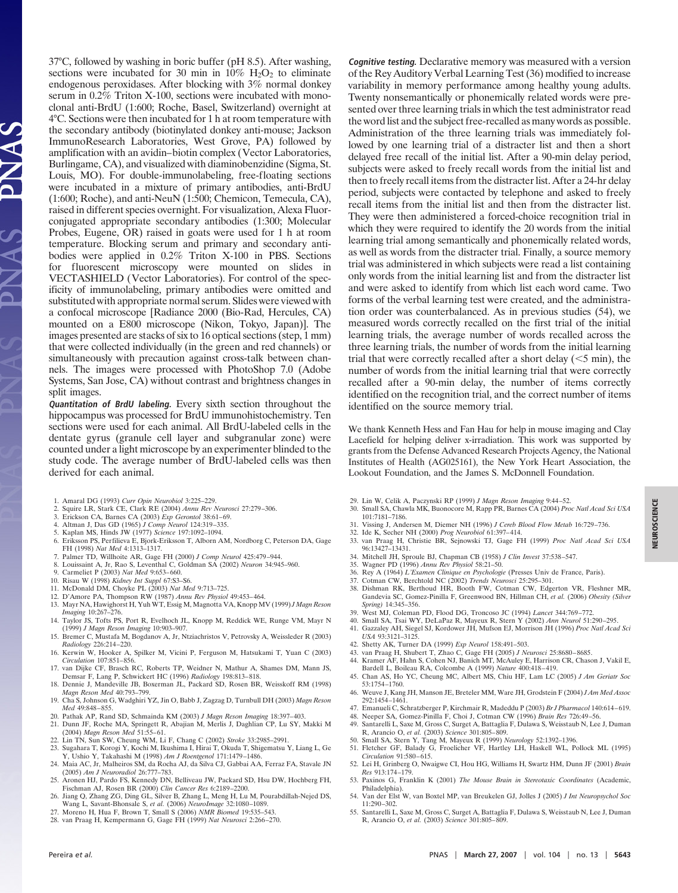37°C, followed by washing in boric buffer (pH 8.5). After washing, sections were incubated for 30 min in 10% $H_2O_2$ to eliminate endogenous peroxidases. After blocking with 3% normal donkey serum in 0.2% Triton X-100, sections were incubated with monoclonal anti-BrdU (1:600; Roche, Basel, Switzerland) overnight at 4°C. Sections were then incubated for 1 h at room temperature with the secondary antibody (biotinylated donkey anti-mouse; Jackson ImmunoResearch Laboratories, West Grove, PA) followed by amplification with an avidin–biotin complex (Vector Laboratories, Burlingame, CA), and visualized with diaminobenzidine (Sigma, St. Louis, MO). For double-immunolabeling, free-floating sections were incubated in a mixture of primary antibodies, anti-BrdU (1:600; Roche), and anti-NeuN (1:500; Chemicon, Temecula, CA), raised in different species overnight. For visualization, Alexa Fluor-conjugated appropriate secondary antibodies (1:300; Molecular Probes, Eugene, OR) raised in goats were used for 1 h at room temperature. Blocking serum and primary and secondary antibodies were applied in 0.2% Triton X-100 in PBS. Sections for fluorescent microscopy were mounted on slides in VECTASHIELD (Vector Laboratories). For control of the specificity of immunolabeling, primary antibodies were omitted and substituted with appropriate normal serum. Slides were viewed with a confocal microscope [Radiance 2000 (Bio-Rad, Hercules, CA) mounted on a E800 microscope (Nikon, Tokyo, Japan)]. The images presented are stacks of six to 16 optical sections (step, 1 mm) that were collected individually (in the green and red channels) or simultaneously with precaution against cross-talk between channels. The images were processed with PhotoShop 7.0 (Adobe Systems, San Jose, CA) without contrast and brightness changes in split images.

***Quantitation of BrdU labeling.*** Every sixth section throughout the hippocampus was processed for BrdU immunohistochemistry. Ten sections were used for each animal. All BrdU-labeled cells in the dentate gyrus (granule cell layer and subgranular zone) were counted under a light microscope by an experimenter blinded to the study code. The average number of BrdU-labeled cells was then derived for each animal.

***Cognitive testing.*** Declarative memory was measured with a version of the Rey Auditory Verbal Learning Test (36) modified to increase variability in memory performance among healthy young adults. Twenty nonsemantically or phonemically related words were presented over three learning trials in which the test administrator read the word list and the subject free-recalled as many words as possible. Administration of the three learning trials was immediately followed by one learning trial of a distracter list and then a short delayed free recall of the initial list. After a 90-min delay period, subjects were asked to freely recall words from the initial list and then to freely recall items from the distracter list. After a 24-hr delay period, subjects were contacted by telephone and asked to freely recall items from the initial list and then from the distracter list. They were then administered a forced-choice recognition trial in which they were required to identify the 20 words from the initial learning trial among semantically and phonemically related words, as well as words from the distracter trial. Finally, a source memory trial was administered in which subjects were read a list containing only words from the initial learning list and from the distracter list and were asked to identify from which list each word came. Two forms of the verbal learning test were created, and the administration order was counterbalanced. As in previous studies (54), we measured words correctly recalled on the first trial of the initial learning trials, the average number of words recalled across the three learning trials, the number of words from the initial learning trial that were correctly recalled after a short delay (<5 min), the number of words from the initial learning trial that were correctly recalled after a 90-min delay, the number of items correctly identified on the recognition trial, and the correct number of items identified on the source memory trial.

We thank Kenneth Hess and Fan Hau for help in mouse imaging and Clay Lacefield for helping deliver x-irradiation. This work was supported by grants from the Defense Advanced Research Projects Agency, the National Institutes of Health (AG025161), the New York Heart Association, the Lookout Foundation, and the James S. McDonnell Foundation.

1. Amaral DG (1993) *Curr Opin Neurobiol* 3:225–229.
2. Squire LR, Stark CE, Clark RE (2004) *Annu Rev Neurosci* 27:279–306.
3. Erickson CA, Barnes CA (2003) *Exp Gerontol* 38:61–69.
4. Altman J, Das GD (1965) *J Comp Neurol* 124:319–335.
5. Kaplan MS, Hinds JW (1977) *Science* 197:1092–1094.
6. Eriksson PS, Perfilieva E, Bjork-Eriksson T, Alborn AM, Nordborg C, Peterson DA, Gage FH (1998) *Nat Med* 4:1313–1317.
7. Palmer TD, Willhoite AR, Gage FH (2000) *J Comp Neurol* 425:479–494.
8. Louissaint A, Jr, Rao S, Leventhal C, Goldman SA (2002) *Neuron* 34:945–960.
9. Carmeliet P (2003) *Nat Med* 9:653–660.
10. Risau W (1998) *Kidney Int Suppl* 67:S3–S6.
11. McDonald DM, Choyke PL (2003) *Nat Med* 9:713–725.
12. D'Amore PA, Thompson RW (1987) *Annu Rev Physiol* 49:453–464.
13. Mayr NA, Hawighorst H, Yuh WT, Essig M, Magnotta VA, Knopp MV (1999) *J Magn Reson Imaging* 10:267–276.
14. Taylor JS, Tofts PS, Port R, Evelhoch JL, Knopp M, Reddick WE, Runge VM, Mayr N (1999) *J Magn Reson Imaging* 10:903–907.
15. Bremer C, Mustafa M, Bogdanov A, Jr, Ntziachristos V, Petrovsky A, Weissleder R (2003) *Radiology* 226:214–220.
16. Kerwin W, Hooker A, Spilker M, Vicini P, Ferguson M, Hatsukami T, Yuan C (2003) *Circulation* 107:851–856.
17. van Dijke CF, Brasch RC, Roberts TP, Weidner N, Mathur A, Shames DM, Mann JS, Demsar F, Lang P, Schwickert HC (1996) *Radiology* 198:813–818.
18. Dennie J, Mandeville JB, Boxerman JL, Packard SD, Rosen BR, Weisskoff RM (1998) *Magn Reson Med* 40:793–799.
19. Cha S, Johnson G, Wadghiri YZ, Jin O, Babb J, Zagzag D, Turnbull DH (2003) *Magn Reson Med* 49:848–855.
20. Pathak AP, Rand SD, Schmainda KM (2003) *J Magn Reson Imaging* 18:397–403.
21. Dunn JF, Roche MA, Springett R, Abajian M, Merlis J, Daghlian CP, Lu SY, Makki M (2004) *Magn Reson Med* 51:55–61.
22. Lin TN, Sun SW, Cheung WM, Li F, Chang C (2002) *Stroke* 33:2985–2991.
23. Sugahara T, Korogi Y, Kochi M, Ikushima I, Hirai T, Okuda T, Shigematsu Y, Liang L, Ge Y, Ushio Y, Takahashi M (1998) *Am J Roentgenol* 171:1479–1486.
24. Maia AC, Jr, Malheiros SM, da Rocha AJ, da Silva CJ, Gabbai AA, Ferraz FA, Stavale JN (2005) *Am J Neuroradiol* 26:777–783.
25. Aronen HJ, Pardo FS, Kennedy DN, Belliveau JW, Packard SD, Hsu DW, Hochberg FH, Fischman AJ, Rosen BR (2000) *Clin Cancer Res* 6:2189–2200.
26. Jiang Q, Zhang ZG, Ding GL, Silver B, Zhang L, Meng H, Lu M, Pourabdillah-Nejed DS, Wang L, Savant-Bhonsale S, *et al.* (2006) *NeuroImage* 32:1080–1089.
27. Moreno H, Hua F, Brown T, Small S (2006) *NMR Biomed* 19:535–543.
28. van Praag H, Kempermann G, Gage FH (1999) *Nat Neurosci* 2:266–270.
29. Lin W, Celik A, Paczynski RP (1999) *J Magn Reson Imaging* 9:44–52.
30. Small SA, Chawla MK, Buonocore M, Rapp PR, Barnes CA (2004) *Proc Natl Acad Sci USA* 101:7181–7186.
31. Vissing J, Andersen M, Diemer NH (1996) *J Cereb Blood Flow Metab* 16:729–736.
32. Ide K, Secher NH (2000) *Prog Neurobiol* 61:397–414.
33. van Praag H, Christie BR, Sejnowski TJ, Gage FH (1999) *Proc Natl Acad Sci USA* 96:13427–13431.
34. Mitchell JH, Sproule BJ, Chapman CB (1958) *J Clin Invest* 37:538–547.
35. Wagner PD (1996) *Annu Rev Physiol* 58:21–50.
36. Rey A (1964) *L'Examen Clinique en Psychologie* (Presses Univ de France, Paris).
37. Cotman CW, Berchtold NC (2002) *Trends Neurosci* 25:295–301.
38. Dishman RK, Berthoud HR, Booth FW, Cotman CW, Edgerton VR, Fleshner MR, Gandevia SC, Gomez-Pinilla F, Greenwood BN, Hillman CH, *et al.* (2006) *Obesity (Silver Spring)* 14:345–356.
39. West MJ, Coleman PD, Flood DG, Troncoso JC (1994) *Lancet* 344:769–772.
40. Small SA, Tsai WY, DeLaPaz R, Mayeux R, Stern Y (2002) *Ann Neurol* 51:290–295.
41. Gazzaley AH, Siegel SJ, Kordower JH, Mufson EJ, Morrison JH (1996) *Proc Natl Acad Sci USA* 93:3121–3125.
42. Shetty AK, Turner DA (1999) *Exp Neurol* 158:491–503.
43. van Praag H, Shubert T, Zhao C, Gage FH (2005) *J Neurosci* 25:8680–8685.
44. Kramer AF, Hahn S, Cohen NJ, Banich MT, McAuley E, Harrison CR, Chason J, Vakil E, Bardell L, Boileau RA, Colcombe A (1999) *Nature* 400:418–419.
45. Chan AS, Ho YC, Cheung MC, Albert MS, Chiu HF, Lam LC (2005) *J Am Geriatr Soc* 53:1754–1760.
46. Weuve J, Kang JH, Manson JE, Breteler MM, Ware JH, Grodstein F (2004) *J Am Med Assoc* 292:1454–1461.
47. Emanueli C, Schratzberger P, Kirchmair R, Madeddu P (2003) *Br J Pharmacol* 140:614–619.
48. Neeper SA, Gomez-Pinilla F, Choi J, Cotman CW (1996) *Brain Res* 726:49–56.
49. Santarelli L, Saxe M, Gross C, Surget A, Battaglia F, Dulawa S, Weisstaub N, Lee J, Duman R, Arancio O, *et al.* (2003) *Science* 301:805–809.
50. Small SA, Stern Y, Tang M, Mayeux R (1999) *Neurology* 52:1392–1396.
51. Fletcher GF, Balady G, Froelicher VF, Hartley LH, Haskell WL, Pollock ML (1995) *Circulation* 91:580–615.
52. Lei H, Grinberg O, Nwaigwe CI, Hou HG, Williams H, Swartz HM, Dunn JF (2001) *Brain Res* 913:174–179.
53. Paxinos G, Franklin K (2001) *The Mouse Brain in Stereotaxic Coordinates* (Academic, Philadelphia).
54. Van der Elst W, van Boxtel MP, van Breukelen GJ, Jolles J (2005) *J Int Neuropsychol Soc* 11:290–302.
55. Santarelli L, Saxe M, Gross C, Surget A, Battaglia F, Dulawa S, Weisstaub N, Lee J, Duman R, Arancio O, *et al.* (2003) *Science* 301:805–809.